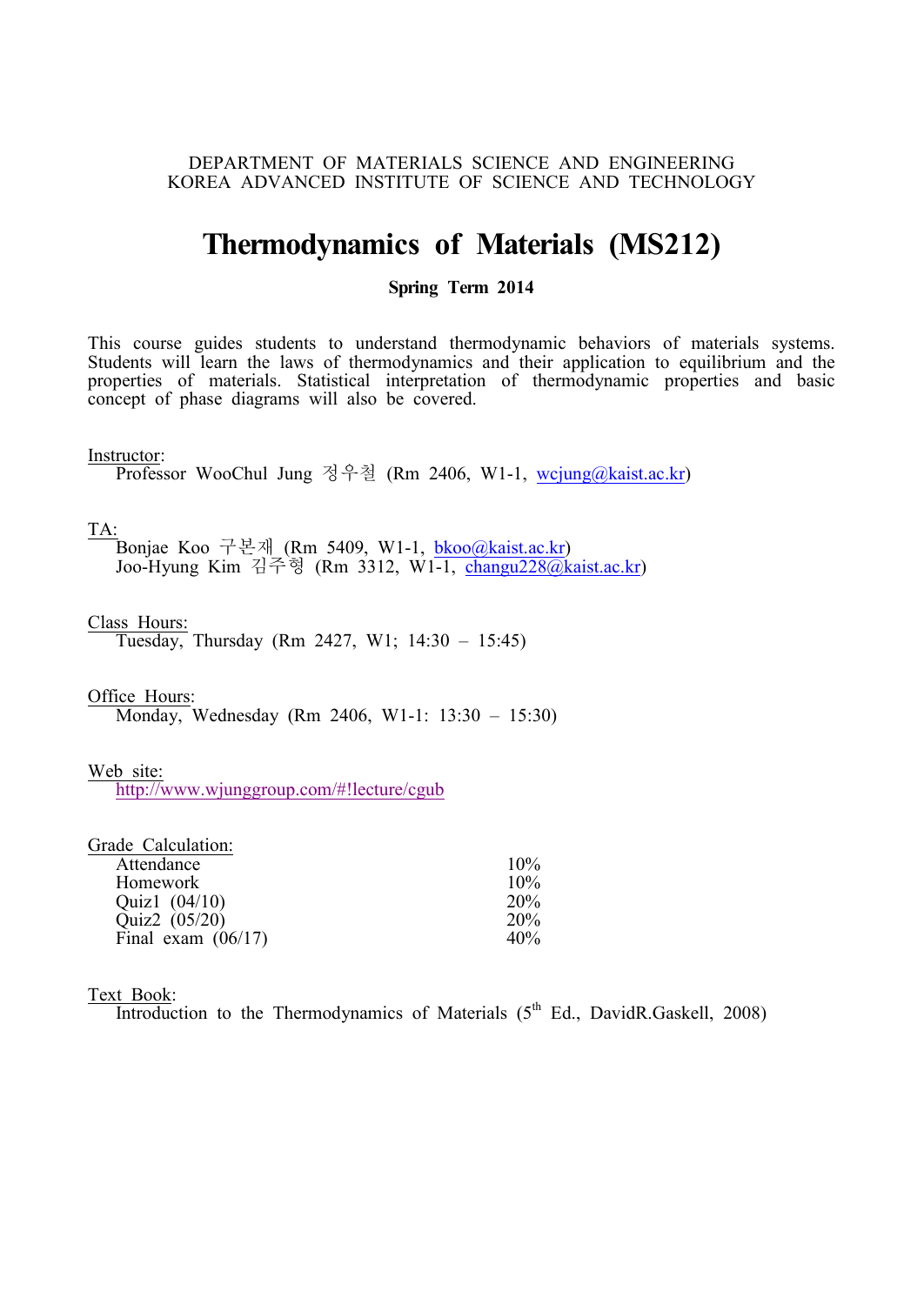DEPARTMENT OF MATERIALS SCIENCE AND ENGINEERING
KOREA ADVANCED INSTITUTE OF SCIENCE AND TECHNOLOGY

# Thermodynamics of Materials (MS212)

**Spring Term 2014**

This course guides students to understand thermodynamic behaviors of materials systems. Students will learn the laws of thermodynamics and their application to equilibrium and the properties of materials. Statistical interpretation of thermodynamic properties and basic concept of phase diagrams will also be covered.

Instructor:
Professor WooChul Jung 정우철 (Rm 2406, W1-1, wcjung@kaist.ac.kr)

TA:
Bonjae Koo 구본재 (Rm 5409, W1-1, bkoo@kaist.ac.kr)
Joo-Hyung Kim 김주형 (Rm 3312, W1-1, changu228@kaist.ac.kr)

Class Hours:
Tuesday, Thursday (Rm 2427, W1; 14:30 – 15:45)

Office Hours:
Monday, Wednesday (Rm 2406, W1-1: 13:30 – 15:30)

Web site:
http://www.wjunggroup.com/#!lecture/cgub

Grade Calculation:

| | |
|---|---|
| Attendance | 10% |
| Homework | 10% |
| Quiz1 (04/10) | 20% |
| Quiz2 (05/20) | 20% |
| Final exam (06/17) | 40% |

Text Book:
Introduction to the Thermodynamics of Materials (5th Ed., DavidR.Gaskell, 2008)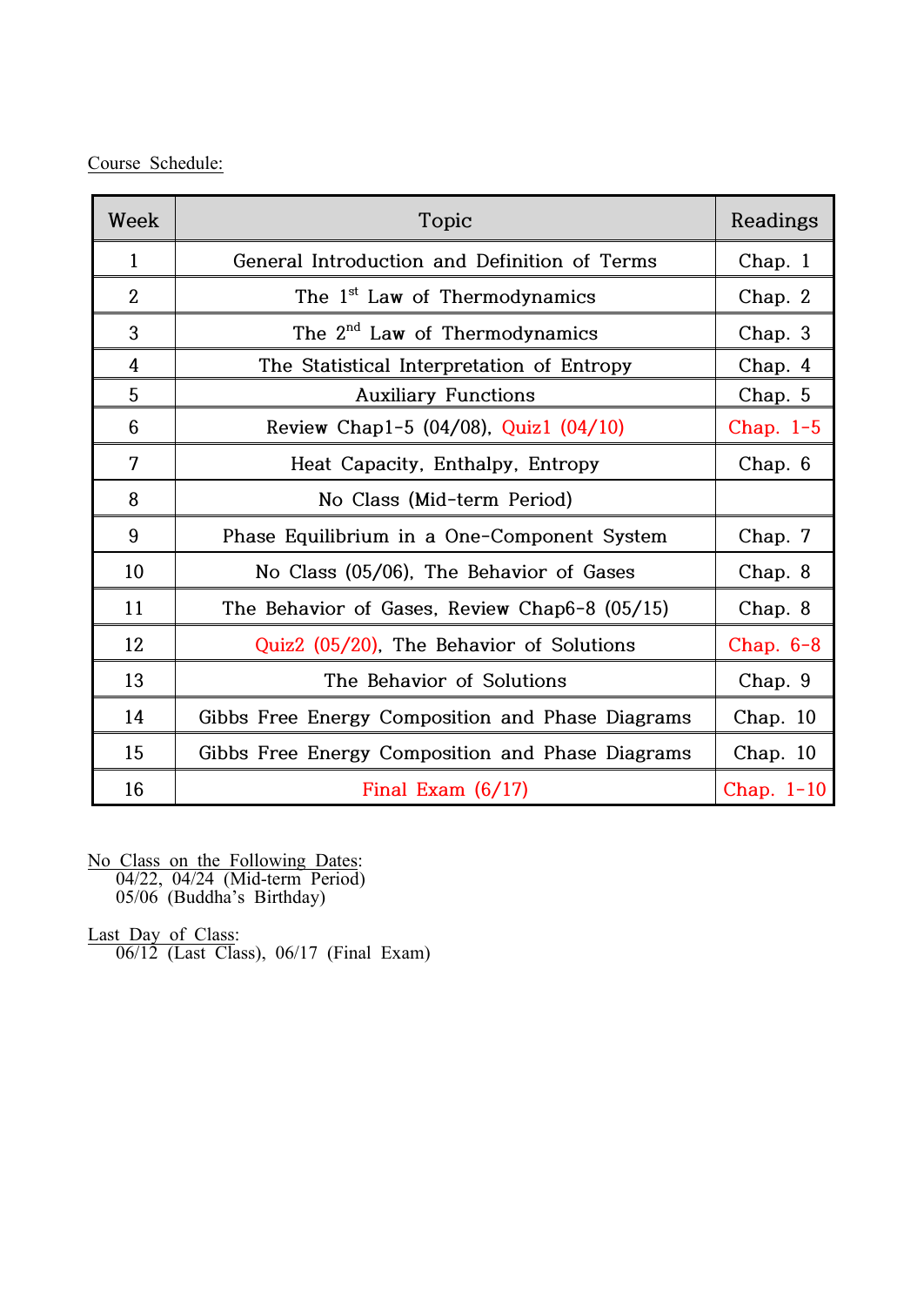Course Schedule:

| Week | Topic | Readings |
|---|---|---|
| 1 | General Introduction and Definition of Terms | Chap. 1 |
| 2 | The 1st Law of Thermodynamics | Chap. 2 |
| 3 | The 2nd Law of Thermodynamics | Chap. 3 |
| 4 | The Statistical Interpretation of Entropy | Chap. 4 |
| 5 | Auxiliary Functions | Chap. 5 |
| 6 | Review Chap1-5 (04/08), Quiz1 (04/10) | Chap. 1-5 |
| 7 | Heat Capacity, Enthalpy, Entropy | Chap. 6 |
| 8 | No Class (Mid-term Period) | |
| 9 | Phase Equilibrium in a One-Component System | Chap. 7 |
| 10 | No Class (05/06), The Behavior of Gases | Chap. 8 |
| 11 | The Behavior of Gases, Review Chap6-8 (05/15) | Chap. 8 |
| 12 | Quiz2 (05/20), The Behavior of Solutions | Chap. 6-8 |
| 13 | The Behavior of Solutions | Chap. 9 |
| 14 | Gibbs Free Energy Composition and Phase Diagrams | Chap. 10 |
| 15 | Gibbs Free Energy Composition and Phase Diagrams | Chap. 10 |
| 16 | Final Exam (6/17) | Chap. 1-10 |

No Class on the Following Dates:
04/22, 04/24 (Mid-term Period)
05/06 (Buddha's Birthday)

Last Day of Class:
06/12 (Last Class), 06/17 (Final Exam)